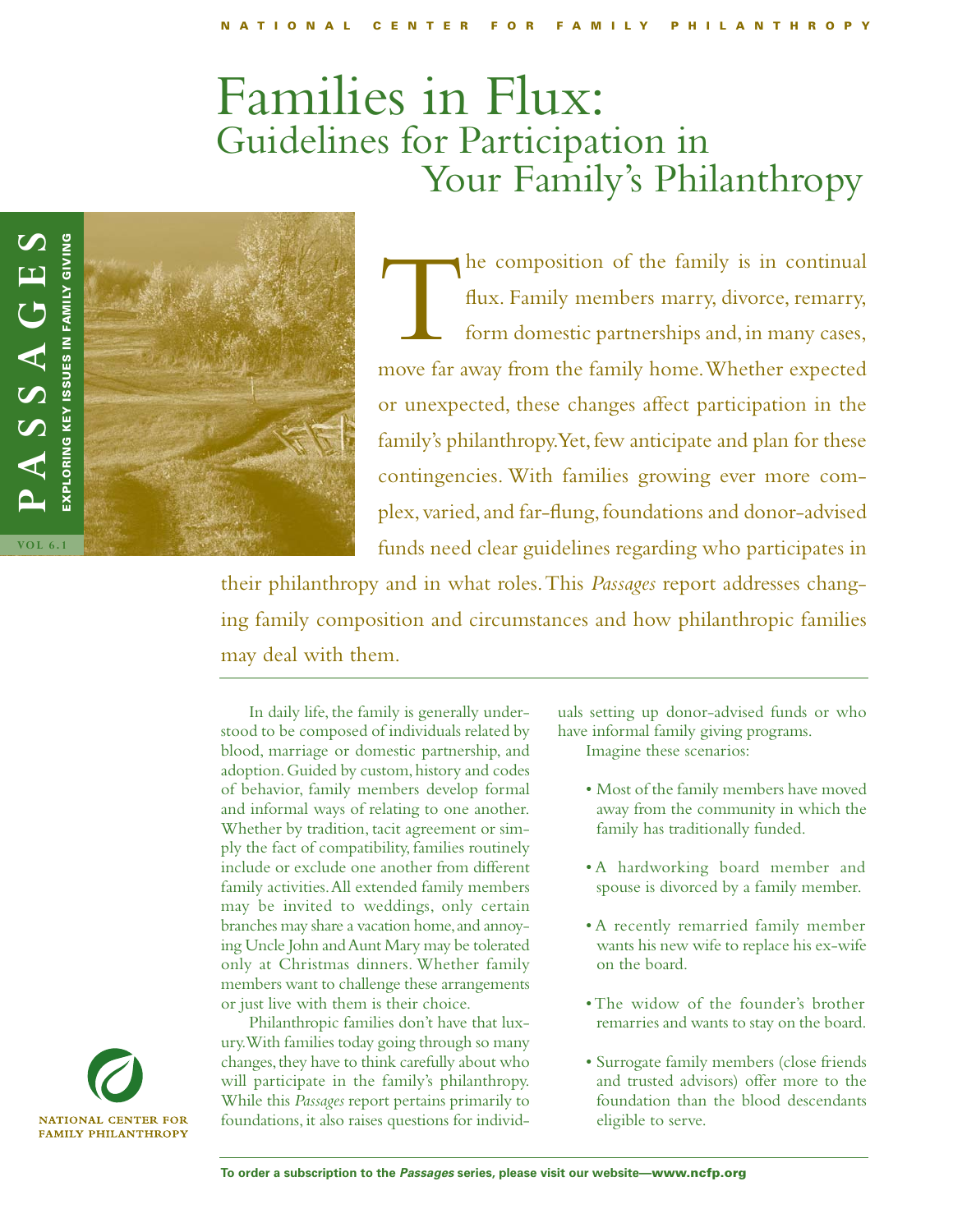# Families in Flux: Guidelines for Participation in Your Family's Philanthropy

PASSAGES — EXPLORING KEY ISSUES IN FAMILY GIVING

VOL 6.1

The composition of the family is in continual flux. Family members marry, divorce, remarry, form domestic partnerships and, in many cases, move far away from the family home. Whether expected or unexpected, these changes affect participation in the family's philanthropy. Yet, few anticipate and plan for these contingencies. With families growing ever more complex, varied, and far-flung, foundations and donor-advised funds need clear guidelines regarding who participates in their philanthropy and in what roles. This *Passages* report addresses changing family composition and circumstances and how philanthropic families may deal with them.

In daily life, the family is generally understood to be composed of individuals related by blood, marriage or domestic partnership, and adoption. Guided by custom, history and codes of behavior, family members develop formal and informal ways of relating to one another. Whether by tradition, tacit agreement or simply the fact of compatibility, families routinely include or exclude one another from different family activities. All extended family members may be invited to weddings, only certain branches may share a vacation home, and annoying Uncle John and Aunt Mary may be tolerated only at Christmas dinners. Whether family members want to challenge these arrangements or just live with them is their choice.

Philanthropic families don't have that luxury. With families today going through so many changes, they have to think carefully about who will participate in the family's philanthropy. While this *Passages* report pertains primarily to foundations, it also raises questions for individuals setting up donor-advised funds or who have informal family giving programs.

Imagine these scenarios:

- Most of the family members have moved away from the community in which the family has traditionally funded.
- A hardworking board member and spouse is divorced by a family member.
- A recently remarried family member wants his new wife to replace his ex-wife on the board.
- The widow of the founder's brother remarries and wants to stay on the board.
- Surrogate family members (close friends and trusted advisors) offer more to the foundation than the blood descendants eligible to serve.

NATIONAL CENTER FOR FAMILY PHILANTHROPY

**To order a subscription to the *Passages* series, please visit our website—www.ncfp.org**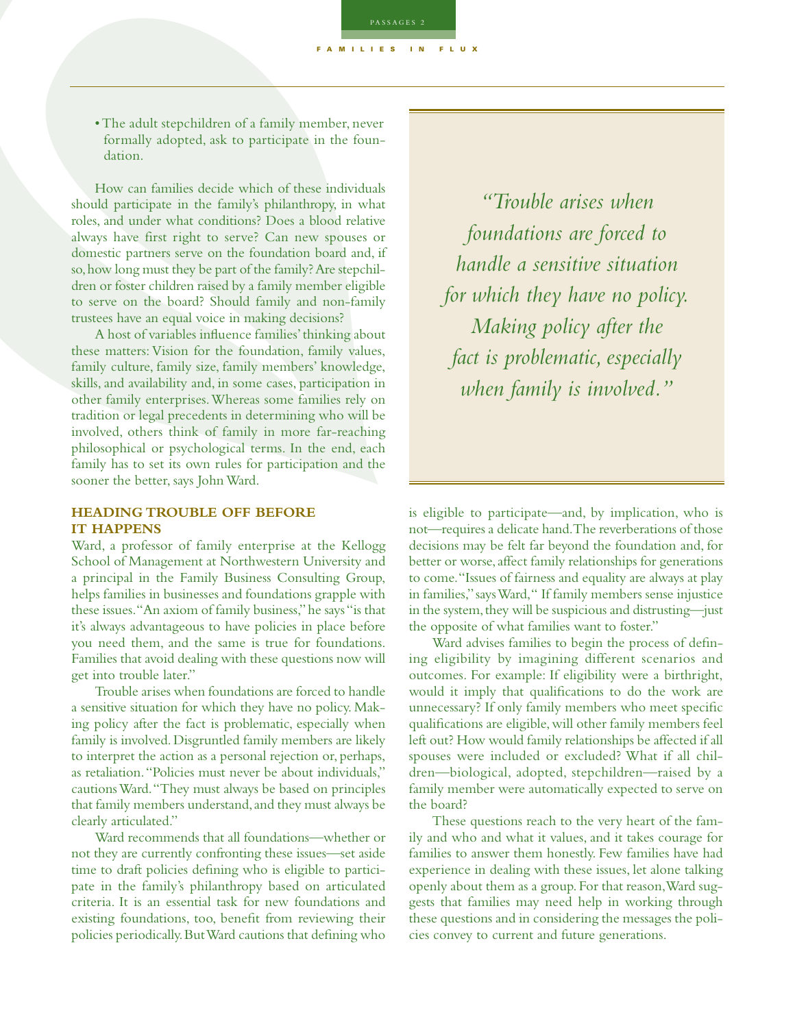- The adult stepchildren of a family member, never formally adopted, ask to participate in the foundation.

How can families decide which of these individuals should participate in the family's philanthropy, in what roles, and under what conditions? Does a blood relative always have first right to serve? Can new spouses or domestic partners serve on the foundation board and, if so, how long must they be part of the family? Are stepchildren or foster children raised by a family member eligible to serve on the board? Should family and non-family trustees have an equal voice in making decisions?

A host of variables influence families' thinking about these matters: Vision for the foundation, family values, family culture, family size, family members' knowledge, skills, and availability and, in some cases, participation in other family enterprises. Whereas some families rely on tradition or legal precedents in determining who will be involved, others think of family in more far-reaching philosophical or psychological terms. In the end, each family has to set its own rules for participation and the sooner the better, says John Ward.

## HEADING TROUBLE OFF BEFORE IT HAPPENS

Ward, a professor of family enterprise at the Kellogg School of Management at Northwestern University and a principal in the Family Business Consulting Group, helps families in businesses and foundations grapple with these issues. "An axiom of family business," he says "is that it's always advantageous to have policies in place before you need them, and the same is true for foundations. Families that avoid dealing with these questions now will get into trouble later."

Trouble arises when foundations are forced to handle a sensitive situation for which they have no policy. Making policy after the fact is problematic, especially when family is involved. Disgruntled family members are likely to interpret the action as a personal rejection or, perhaps, as retaliation. "Policies must never be about individuals," cautions Ward. "They must always be based on principles that family members understand, and they must always be clearly articulated."

Ward recommends that all foundations—whether or not they are currently confronting these issues—set aside time to draft policies defining who is eligible to participate in the family's philanthropy based on articulated criteria. It is an essential task for new foundations and existing foundations, too, benefit from reviewing their policies periodically. But Ward cautions that defining who is eligible to participate—and, by implication, who is not—requires a delicate hand. The reverberations of those decisions may be felt far beyond the foundation and, for better or worse, affect family relationships for generations to come. "Issues of fairness and equality are always at play in families," says Ward, "If family members sense injustice in the system, they will be suspicious and distrusting—just the opposite of what families want to foster."

> *"Trouble arises when foundations are forced to handle a sensitive situation for which they have no policy. Making policy after the fact is problematic, especially when family is involved."*

Ward advises families to begin the process of defining eligibility by imagining different scenarios and outcomes. For example: If eligibility were a birthright, would it imply that qualifications to do the work are unnecessary? If only family members who meet specific qualifications are eligible, will other family members feel left out? How would family relationships be affected if all spouses were included or excluded? What if all children—biological, adopted, stepchildren—raised by a family member were automatically expected to serve on the board?

These questions reach to the very heart of the family and who and what it values, and it takes courage for families to answer them honestly. Few families have had experience in dealing with these issues, let alone talking openly about them as a group. For that reason, Ward suggests that families may need help in working through these questions and in considering the messages the policies convey to current and future generations.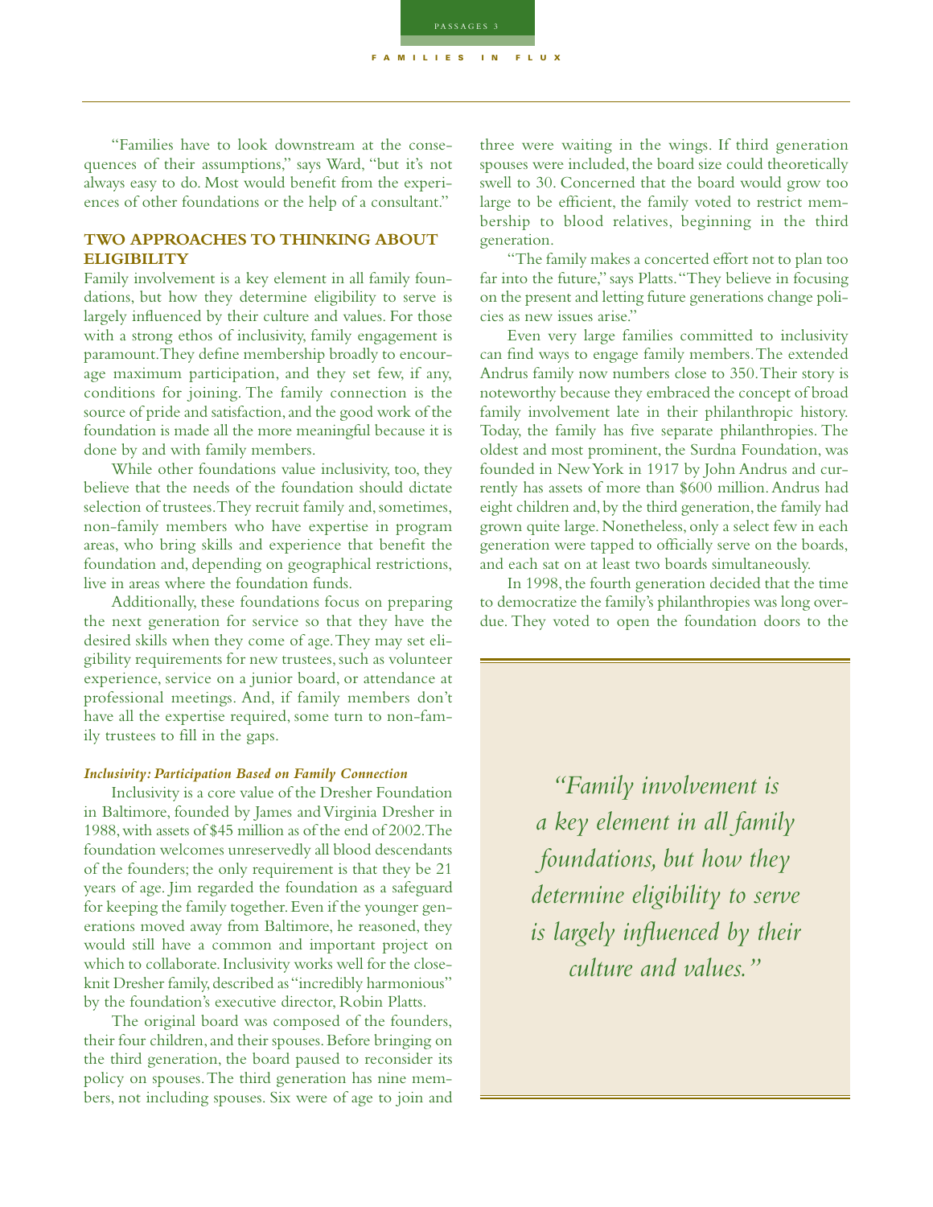"Families have to look downstream at the consequences of their assumptions," says Ward, "but it's not always easy to do. Most would benefit from the experiences of other foundations or the help of a consultant."

## TWO APPROACHES TO THINKING ABOUT ELIGIBILITY

Family involvement is a key element in all family foundations, but how they determine eligibility to serve is largely influenced by their culture and values. For those with a strong ethos of inclusivity, family engagement is paramount. They define membership broadly to encourage maximum participation, and they set few, if any, conditions for joining. The family connection is the source of pride and satisfaction, and the good work of the foundation is made all the more meaningful because it is done by and with family members.

While other foundations value inclusivity, too, they believe that the needs of the foundation should dictate selection of trustees. They recruit family and, sometimes, non-family members who have expertise in program areas, who bring skills and experience that benefit the foundation and, depending on geographical restrictions, live in areas where the foundation funds.

Additionally, these foundations focus on preparing the next generation for service so that they have the desired skills when they come of age. They may set eligibility requirements for new trustees, such as volunteer experience, service on a junior board, or attendance at professional meetings. And, if family members don't have all the expertise required, some turn to non-family trustees to fill in the gaps.

### *Inclusivity: Participation Based on Family Connection*

Inclusivity is a core value of the Dresher Foundation in Baltimore, founded by James and Virginia Dresher in 1988, with assets of $45 million as of the end of 2002. The foundation welcomes unreservedly all blood descendants of the founders; the only requirement is that they be 21 years of age. Jim regarded the foundation as a safeguard for keeping the family together. Even if the younger generations moved away from Baltimore, he reasoned, they would still have a common and important project on which to collaborate. Inclusivity works well for the close-knit Dresher family, described as "incredibly harmonious" by the foundation's executive director, Robin Platts.

The original board was composed of the founders, their four children, and their spouses. Before bringing on the third generation, the board paused to reconsider its policy on spouses. The third generation has nine members, not including spouses. Six were of age to join and three were waiting in the wings. If third generation spouses were included, the board size could theoretically swell to 30. Concerned that the board would grow too large to be efficient, the family voted to restrict membership to blood relatives, beginning in the third generation.

"The family makes a concerted effort not to plan too far into the future," says Platts. "They believe in focusing on the present and letting future generations change policies as new issues arise."

Even very large families committed to inclusivity can find ways to engage family members. The extended Andrus family now numbers close to 350. Their story is noteworthy because they embraced the concept of broad family involvement late in their philanthropic history. Today, the family has five separate philanthropies. The oldest and most prominent, the Surdna Foundation, was founded in New York in 1917 by John Andrus and currently has assets of more than $600 million. Andrus had eight children and, by the third generation, the family had grown quite large. Nonetheless, only a select few in each generation were tapped to officially serve on the boards, and each sat on at least two boards simultaneously.

In 1998, the fourth generation decided that the time to democratize the family's philanthropies was long overdue. They voted to open the foundation doors to the

> *"Family involvement is a key element in all family foundations, but how they determine eligibility to serve is largely influenced by their culture and values."*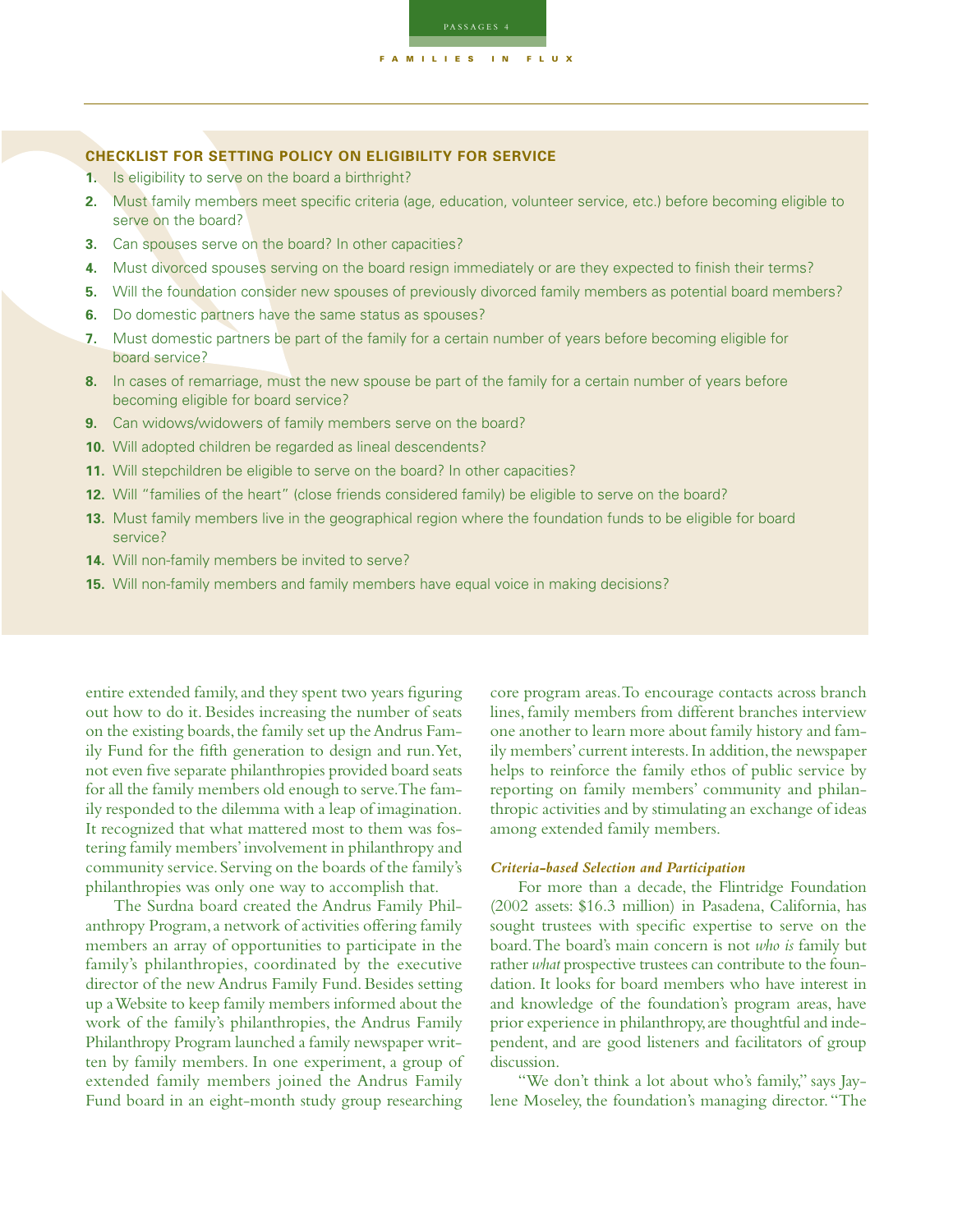### CHECKLIST FOR SETTING POLICY ON ELIGIBILITY FOR SERVICE

1. Is eligibility to serve on the board a birthright?
2. Must family members meet specific criteria (age, education, volunteer service, etc.) before becoming eligible to serve on the board?
3. Can spouses serve on the board? In other capacities?
4. Must divorced spouses serving on the board resign immediately or are they expected to finish their terms?
5. Will the foundation consider new spouses of previously divorced family members as potential board members?
6. Do domestic partners have the same status as spouses?
7. Must domestic partners be part of the family for a certain number of years before becoming eligible for board service?
8. In cases of remarriage, must the new spouse be part of the family for a certain number of years before becoming eligible for board service?
9. Can widows/widowers of family members serve on the board?
10. Will adopted children be regarded as lineal descendents?
11. Will stepchildren be eligible to serve on the board? In other capacities?
12. Will "families of the heart" (close friends considered family) be eligible to serve on the board?
13. Must family members live in the geographical region where the foundation funds to be eligible for board service?
14. Will non-family members be invited to serve?
15. Will non-family members and family members have equal voice in making decisions?

entire extended family, and they spent two years figuring out how to do it. Besides increasing the number of seats on the existing boards, the family set up the Andrus Family Fund for the fifth generation to design and run. Yet, not even five separate philanthropies provided board seats for all the family members old enough to serve. The family responded to the dilemma with a leap of imagination. It recognized that what mattered most to them was fostering family members' involvement in philanthropy and community service. Serving on the boards of the family's philanthropies was only one way to accomplish that.

The Surdna board created the Andrus Family Philanthropy Program, a network of activities offering family members an array of opportunities to participate in the family's philanthropies, coordinated by the executive director of the new Andrus Family Fund. Besides setting up a Website to keep family members informed about the work of the family's philanthropies, the Andrus Family Philanthropy Program launched a family newspaper written by family members. In one experiment, a group of extended family members joined the Andrus Family Fund board in an eight-month study group researching core program areas. To encourage contacts across branch lines, family members from different branches interview one another to learn more about family history and family members' current interests. In addition, the newspaper helps to reinforce the family ethos of public service by reporting on family members' community and philanthropic activities and by stimulating an exchange of ideas among extended family members.

***Criteria-based Selection and Participation***

For more than a decade, the Flintridge Foundation (2002 assets: $16.3 million) in Pasadena, California, has sought trustees with specific expertise to serve on the board. The board's main concern is not *who is* family but rather *what* prospective trustees can contribute to the foundation. It looks for board members who have interest in and knowledge of the foundation's program areas, have prior experience in philanthropy, are thoughtful and independent, and are good listeners and facilitators of group discussion.

"We don't think a lot about who's family," says Jaylene Moseley, the foundation's managing director. "The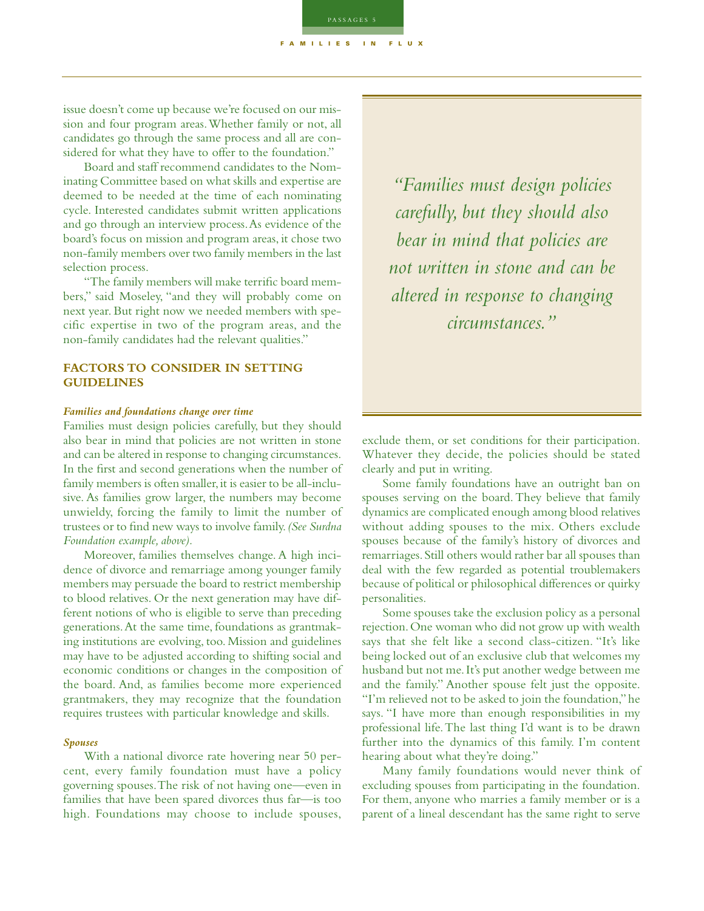issue doesn't come up because we're focused on our mission and four program areas. Whether family or not, all candidates go through the same process and all are considered for what they have to offer to the foundation."

Board and staff recommend candidates to the Nominating Committee based on what skills and expertise are deemed to be needed at the time of each nominating cycle. Interested candidates submit written applications and go through an interview process. As evidence of the board's focus on mission and program areas, it chose two non-family members over two family members in the last selection process.

"The family members will make terrific board members," said Moseley, "and they will probably come on next year. But right now we needed members with specific expertise in two of the program areas, and the non-family candidates had the relevant qualities."

## FACTORS TO CONSIDER IN SETTING GUIDELINES

### *Families and foundations change over time*

Families must design policies carefully, but they should also bear in mind that policies are not written in stone and can be altered in response to changing circumstances. In the first and second generations when the number of family members is often smaller, it is easier to be all-inclusive. As families grow larger, the numbers may become unwieldy, forcing the family to limit the number of trustees or to find new ways to involve family. *(See Surdna Foundation example, above).*

Moreover, families themselves change. A high incidence of divorce and remarriage among younger family members may persuade the board to restrict membership to blood relatives. Or the next generation may have different notions of who is eligible to serve than preceding generations. At the same time, foundations as grantmaking institutions are evolving, too. Mission and guidelines may have to be adjusted according to shifting social and economic conditions or changes in the composition of the board. And, as families become more experienced grantmakers, they may recognize that the foundation requires trustees with particular knowledge and skills.

### *Spouses*

With a national divorce rate hovering near 50 percent, every family foundation must have a policy governing spouses. The risk of not having one—even in families that have been spared divorces thus far—is too high. Foundations may choose to include spouses, exclude them, or set conditions for their participation. Whatever they decide, the policies should be stated clearly and put in writing.

> *"Families must design policies carefully, but they should also bear in mind that policies are not written in stone and can be altered in response to changing circumstances."*

Some family foundations have an outright ban on spouses serving on the board. They believe that family dynamics are complicated enough among blood relatives without adding spouses to the mix. Others exclude spouses because of the family's history of divorces and remarriages. Still others would rather bar all spouses than deal with the few regarded as potential troublemakers because of political or philosophical differences or quirky personalities.

Some spouses take the exclusion policy as a personal rejection. One woman who did not grow up with wealth says that she felt like a second class-citizen. "It's like being locked out of an exclusive club that welcomes my husband but not me. It's put another wedge between me and the family." Another spouse felt just the opposite. "I'm relieved not to be asked to join the foundation," he says. "I have more than enough responsibilities in my professional life. The last thing I'd want is to be drawn further into the dynamics of this family. I'm content hearing about what they're doing."

Many family foundations would never think of excluding spouses from participating in the foundation. For them, anyone who marries a family member or is a parent of a lineal descendant has the same right to serve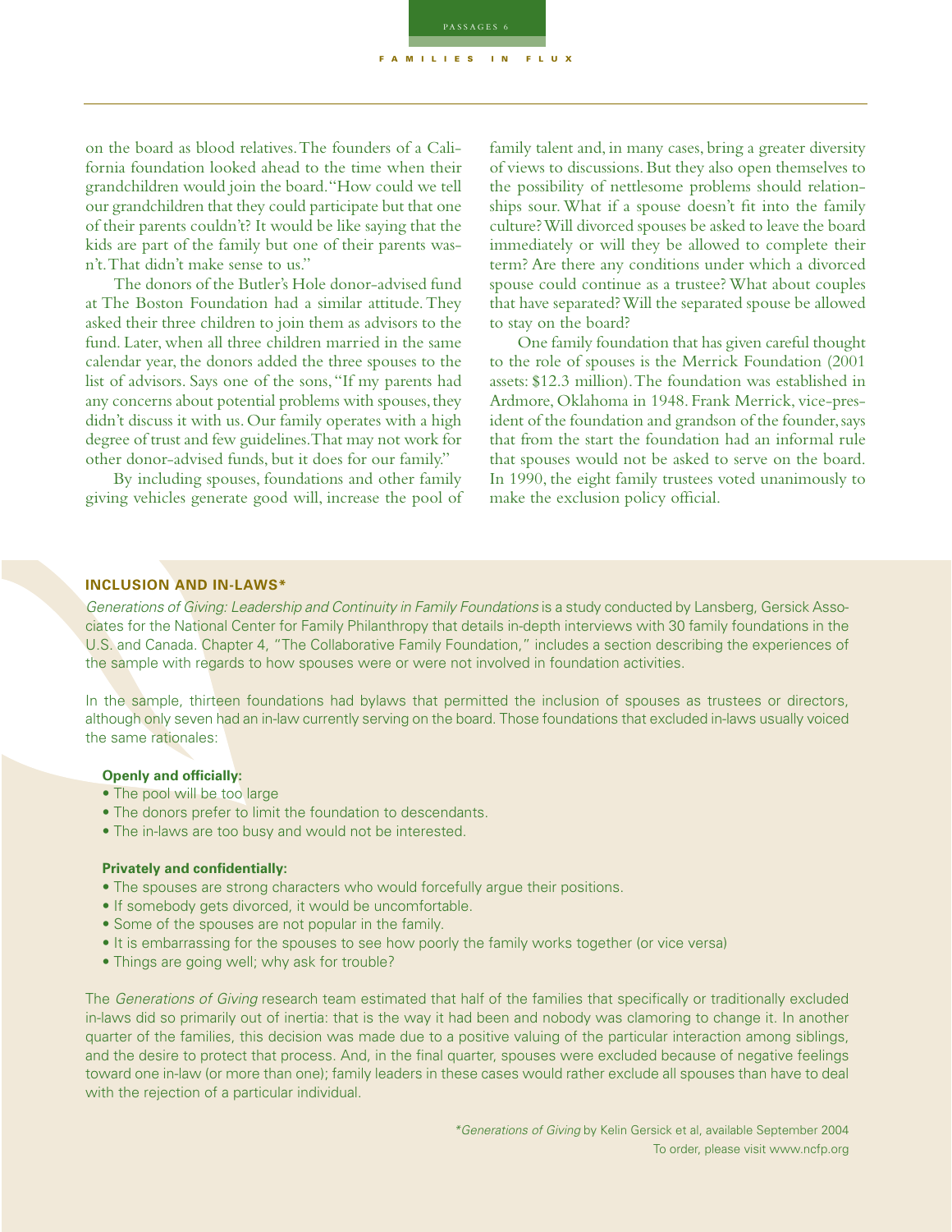on the board as blood relatives. The founders of a California foundation looked ahead to the time when their grandchildren would join the board. "How could we tell our grandchildren that they could participate but that one of their parents couldn't? It would be like saying that the kids are part of the family but one of their parents wasn't. That didn't make sense to us."

The donors of the Butler's Hole donor-advised fund at The Boston Foundation had a similar attitude. They asked their three children to join them as advisors to the fund. Later, when all three children married in the same calendar year, the donors added the three spouses to the list of advisors. Says one of the sons, "If my parents had any concerns about potential problems with spouses, they didn't discuss it with us. Our family operates with a high degree of trust and few guidelines. That may not work for other donor-advised funds, but it does for our family."

By including spouses, foundations and other family giving vehicles generate good will, increase the pool of family talent and, in many cases, bring a greater diversity of views to discussions. But they also open themselves to the possibility of nettlesome problems should relationships sour. What if a spouse doesn't fit into the family culture? Will divorced spouses be asked to leave the board immediately or will they be allowed to complete their term? Are there any conditions under which a divorced spouse could continue as a trustee? What about couples that have separated? Will the separated spouse be allowed to stay on the board?

One family foundation that has given careful thought to the role of spouses is the Merrick Foundation (2001 assets: $12.3 million). The foundation was established in Ardmore, Oklahoma in 1948. Frank Merrick, vice-president of the foundation and grandson of the founder, says that from the start the foundation had an informal rule that spouses would not be asked to serve on the board. In 1990, the eight family trustees voted unanimously to make the exclusion policy official.

## INCLUSION AND IN-LAWS*

*Generations of Giving: Leadership and Continuity in Family Foundations* is a study conducted by Lansberg, Gersick Associates for the National Center for Family Philanthropy that details in-depth interviews with 30 family foundations in the U.S. and Canada. Chapter 4, "The Collaborative Family Foundation," includes a section describing the experiences of the sample with regards to how spouses were or were not involved in foundation activities.

In the sample, thirteen foundations had bylaws that permitted the inclusion of spouses as trustees or directors, although only seven had an in-law currently serving on the board. Those foundations that excluded in-laws usually voiced the same rationales:

**Openly and officially:**

- The pool will be too large
- The donors prefer to limit the foundation to descendants.
- The in-laws are too busy and would not be interested.

**Privately and confidentially:**

- The spouses are strong characters who would forcefully argue their positions.
- If somebody gets divorced, it would be uncomfortable.
- Some of the spouses are not popular in the family.
- It is embarrassing for the spouses to see how poorly the family works together (or vice versa)
- Things are going well; why ask for trouble?

The *Generations of Giving* research team estimated that half of the families that specifically or traditionally excluded in-laws did so primarily out of inertia: that is the way it had been and nobody was clamoring to change it. In another quarter of the families, this decision was made due to a positive valuing of the particular interaction among siblings, and the desire to protect that process. And, in the final quarter, spouses were excluded because of negative feelings toward one in-law (or more than one); family leaders in these cases would rather exclude all spouses than have to deal with the rejection of a particular individual.

**Generations of Giving* by Kelin Gersick et al, available September 2004
To order, please visit www.ncfp.org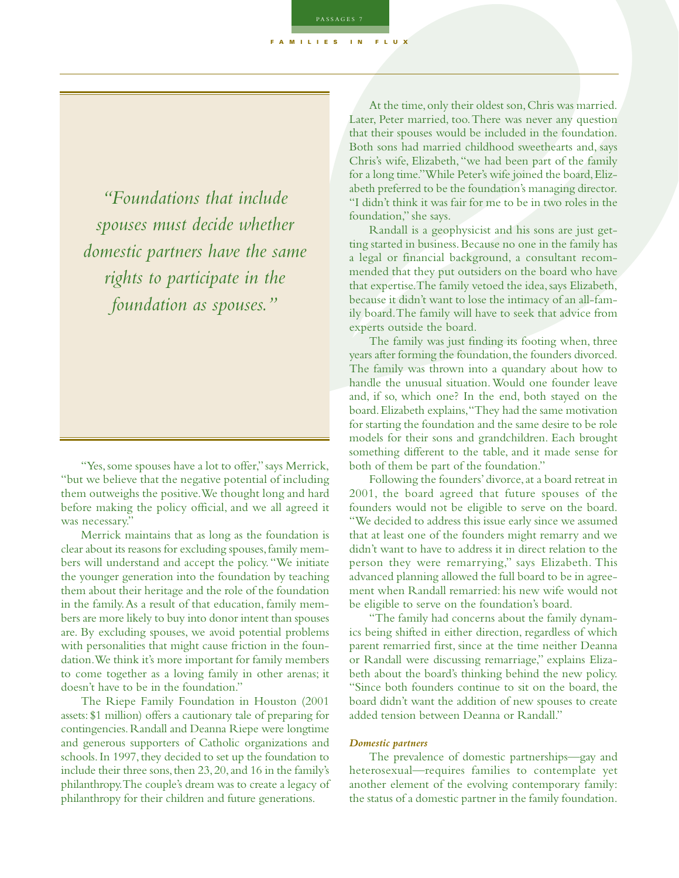*"Foundations that include spouses must decide whether domestic partners have the same rights to participate in the foundation as spouses."*

"Yes, some spouses have a lot to offer," says Merrick, "but we believe that the negative potential of including them outweighs the positive. We thought long and hard before making the policy official, and we all agreed it was necessary."

Merrick maintains that as long as the foundation is clear about its reasons for excluding spouses, family members will understand and accept the policy. "We initiate the younger generation into the foundation by teaching them about their heritage and the role of the foundation in the family. As a result of that education, family members are more likely to buy into donor intent than spouses are. By excluding spouses, we avoid potential problems with personalities that might cause friction in the foundation. We think it's more important for family members to come together as a loving family in other arenas; it doesn't have to be in the foundation."

The Riepe Family Foundation in Houston (2001 assets: $1 million) offers a cautionary tale of preparing for contingencies. Randall and Deanna Riepe were longtime and generous supporters of Catholic organizations and schools. In 1997, they decided to set up the foundation to include their three sons, then 23, 20, and 16 in the family's philanthropy. The couple's dream was to create a legacy of philanthropy for their children and future generations.

At the time, only their oldest son, Chris was married. Later, Peter married, too. There was never any question that their spouses would be included in the foundation. Both sons had married childhood sweethearts and, says Chris's wife, Elizabeth, "we had been part of the family for a long time." While Peter's wife joined the board, Elizabeth preferred to be the foundation's managing director. "I didn't think it was fair for me to be in two roles in the foundation," she says.

Randall is a geophysicist and his sons are just getting started in business. Because no one in the family has a legal or financial background, a consultant recommended that they put outsiders on the board who have that expertise. The family vetoed the idea, says Elizabeth, because it didn't want to lose the intimacy of an all-family board. The family will have to seek that advice from experts outside the board.

The family was just finding its footing when, three years after forming the foundation, the founders divorced. The family was thrown into a quandary about how to handle the unusual situation. Would one founder leave and, if so, which one? In the end, both stayed on the board. Elizabeth explains, "They had the same motivation for starting the foundation and the same desire to be role models for their sons and grandchildren. Each brought something different to the table, and it made sense for both of them be part of the foundation."

Following the founders' divorce, at a board retreat in 2001, the board agreed that future spouses of the founders would not be eligible to serve on the board. "We decided to address this issue early since we assumed that at least one of the founders might remarry and we didn't want to have to address it in direct relation to the person they were remarrying," says Elizabeth. This advanced planning allowed the full board to be in agreement when Randall remarried: his new wife would not be eligible to serve on the foundation's board.

"The family had concerns about the family dynamics being shifted in either direction, regardless of which parent remarried first, since at the time neither Deanna or Randall were discussing remarriage," explains Elizabeth about the board's thinking behind the new policy. "Since both founders continue to sit on the board, the board didn't want the addition of new spouses to create added tension between Deanna or Randall."

***Domestic partners***

The prevalence of domestic partnerships—gay and heterosexual—requires families to contemplate yet another element of the evolving contemporary family: the status of a domestic partner in the family foundation.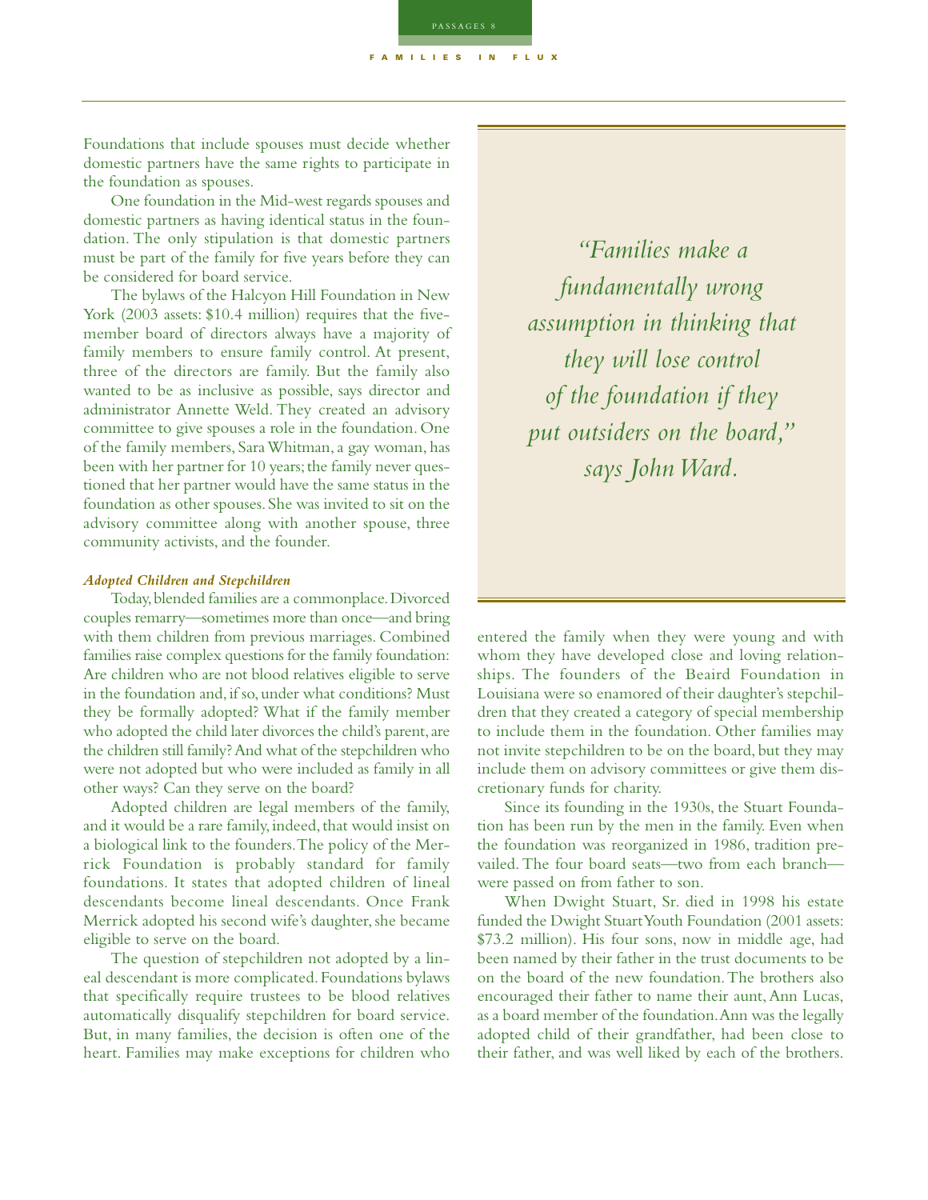Foundations that include spouses must decide whether domestic partners have the same rights to participate in the foundation as spouses.

One foundation in the Mid-west regards spouses and domestic partners as having identical status in the foundation. The only stipulation is that domestic partners must be part of the family for five years before they can be considered for board service.

The bylaws of the Halcyon Hill Foundation in New York (2003 assets: $10.4 million) requires that the five-member board of directors always have a majority of family members to ensure family control. At present, three of the directors are family. But the family also wanted to be as inclusive as possible, says director and administrator Annette Weld. They created an advisory committee to give spouses a role in the foundation. One of the family members, Sara Whitman, a gay woman, has been with her partner for 10 years; the family never questioned that her partner would have the same status in the foundation as other spouses. She was invited to sit on the advisory committee along with another spouse, three community activists, and the founder.

> *"Families make a fundamentally wrong assumption in thinking that they will lose control of the foundation if they put outsiders on the board," says John Ward.*

***Adopted Children and Stepchildren***

Today, blended families are a commonplace. Divorced couples remarry—sometimes more than once—and bring with them children from previous marriages. Combined families raise complex questions for the family foundation: Are children who are not blood relatives eligible to serve in the foundation and, if so, under what conditions? Must they be formally adopted? What if the family member who adopted the child later divorces the child's parent, are the children still family? And what of the stepchildren who were not adopted but who were included as family in all other ways? Can they serve on the board?

Adopted children are legal members of the family, and it would be a rare family, indeed, that would insist on a biological link to the founders. The policy of the Merrick Foundation is probably standard for family foundations. It states that adopted children of lineal descendants become lineal descendants. Once Frank Merrick adopted his second wife's daughter, she became eligible to serve on the board.

The question of stepchildren not adopted by a lineal descendant is more complicated. Foundations bylaws that specifically require trustees to be blood relatives automatically disqualify stepchildren for board service. But, in many families, the decision is often one of the heart. Families may make exceptions for children who entered the family when they were young and with whom they have developed close and loving relationships. The founders of the Beaird Foundation in Louisiana were so enamored of their daughter's stepchildren that they created a category of special membership to include them in the foundation. Other families may not invite stepchildren to be on the board, but they may include them on advisory committees or give them discretionary funds for charity.

Since its founding in the 1930s, the Stuart Foundation has been run by the men in the family. Even when the foundation was reorganized in 1986, tradition prevailed. The four board seats—two from each branch—were passed on from father to son.

When Dwight Stuart, Sr. died in 1998 his estate funded the Dwight Stuart Youth Foundation (2001 assets: $73.2 million). His four sons, now in middle age, had been named by their father in the trust documents to be on the board of the new foundation. The brothers also encouraged their father to name their aunt, Ann Lucas, as a board member of the foundation. Ann was the legally adopted child of their grandfather, had been close to their father, and was well liked by each of the brothers.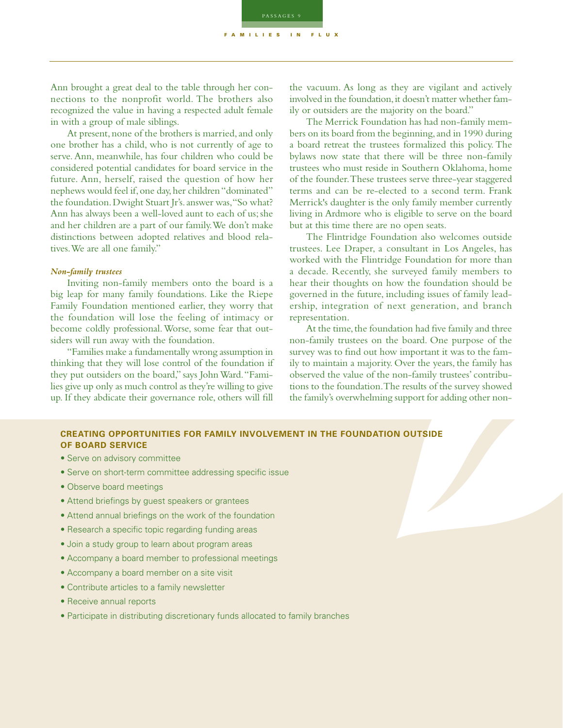Ann brought a great deal to the table through her connections to the nonprofit world. The brothers also recognized the value in having a respected adult female in with a group of male siblings.

At present, none of the brothers is married, and only one brother has a child, who is not currently of age to serve. Ann, meanwhile, has four children who could be considered potential candidates for board service in the future. Ann, herself, raised the question of how her nephews would feel if, one day, her children "dominated" the foundation. Dwight Stuart Jr's. answer was, "So what? Ann has always been a well-loved aunt to each of us; she and her children are a part of our family. We don't make distinctions between adopted relatives and blood relatives. We are all one family."

### *Non-family trustees*

Inviting non-family members onto the board is a big leap for many family foundations. Like the Riepe Family Foundation mentioned earlier, they worry that the foundation will lose the feeling of intimacy or become coldly professional. Worse, some fear that outsiders will run away with the foundation.

"Families make a fundamentally wrong assumption in thinking that they will lose control of the foundation if they put outsiders on the board," says John Ward. "Families give up only as much control as they're willing to give up. If they abdicate their governance role, others will fill the vacuum. As long as they are vigilant and actively involved in the foundation, it doesn't matter whether family or outsiders are the majority on the board."

The Merrick Foundation has had non-family members on its board from the beginning, and in 1990 during a board retreat the trustees formalized this policy. The bylaws now state that there will be three non-family trustees who must reside in Southern Oklahoma, home of the founder. These trustees serve three-year staggered terms and can be re-elected to a second term. Frank Merrick's daughter is the only family member currently living in Ardmore who is eligible to serve on the board but at this time there are no open seats.

The Flintridge Foundation also welcomes outside trustees. Lee Draper, a consultant in Los Angeles, has worked with the Flintridge Foundation for more than a decade. Recently, she surveyed family members to hear their thoughts on how the foundation should be governed in the future, including issues of family leadership, integration of next generation, and branch representation.

At the time, the foundation had five family and three non-family trustees on the board. One purpose of the survey was to find out how important it was to the family to maintain a majority. Over the years, the family has observed the value of the non-family trustees' contributions to the foundation. The results of the survey showed the family's overwhelming support for adding other non-

**CREATING OPPORTUNITIES FOR FAMILY INVOLVEMENT IN THE FOUNDATION OUTSIDE OF BOARD SERVICE**

- Serve on advisory committee
- Serve on short-term committee addressing specific issue
- Observe board meetings
- Attend briefings by guest speakers or grantees
- Attend annual briefings on the work of the foundation
- Research a specific topic regarding funding areas
- Join a study group to learn about program areas
- Accompany a board member to professional meetings
- Accompany a board member on a site visit
- Contribute articles to a family newsletter
- Receive annual reports
- Participate in distributing discretionary funds allocated to family branches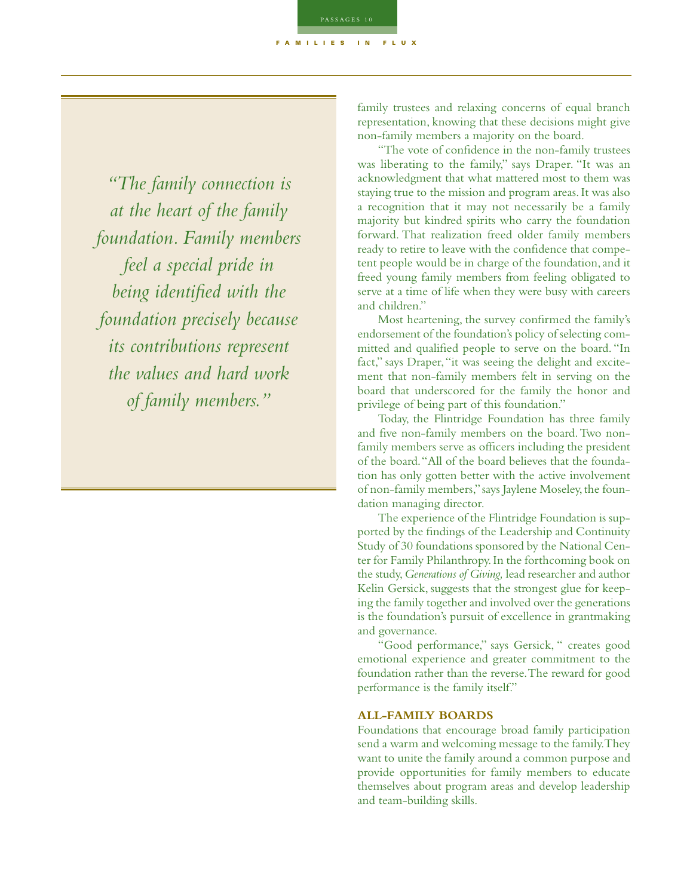*"The family connection is at the heart of the family foundation. Family members feel a special pride in being identified with the foundation precisely because its contributions represent the values and hard work of family members."*

family trustees and relaxing concerns of equal branch representation, knowing that these decisions might give non-family members a majority on the board.

"The vote of confidence in the non-family trustees was liberating to the family," says Draper. "It was an acknowledgment that what mattered most to them was staying true to the mission and program areas. It was also a recognition that it may not necessarily be a family majority but kindred spirits who carry the foundation forward. That realization freed older family members ready to retire to leave with the confidence that competent people would be in charge of the foundation, and it freed young family members from feeling obligated to serve at a time of life when they were busy with careers and children."

Most heartening, the survey confirmed the family's endorsement of the foundation's policy of selecting committed and qualified people to serve on the board. "In fact," says Draper, "it was seeing the delight and excitement that non-family members felt in serving on the board that underscored for the family the honor and privilege of being part of this foundation."

Today, the Flintridge Foundation has three family and five non-family members on the board. Two non-family members serve as officers including the president of the board. "All of the board believes that the foundation has only gotten better with the active involvement of non-family members," says Jaylene Moseley, the foundation managing director.

The experience of the Flintridge Foundation is supported by the findings of the Leadership and Continuity Study of 30 foundations sponsored by the National Center for Family Philanthropy. In the forthcoming book on the study, *Generations of Giving,* lead researcher and author Kelin Gersick, suggests that the strongest glue for keeping the family together and involved over the generations is the foundation's pursuit of excellence in grantmaking and governance.

"Good performance," says Gersick, " creates good emotional experience and greater commitment to the foundation rather than the reverse. The reward for good performance is the family itself."

## ALL-FAMILY BOARDS

Foundations that encourage broad family participation send a warm and welcoming message to the family. They want to unite the family around a common purpose and provide opportunities for family members to educate themselves about program areas and develop leadership and team-building skills.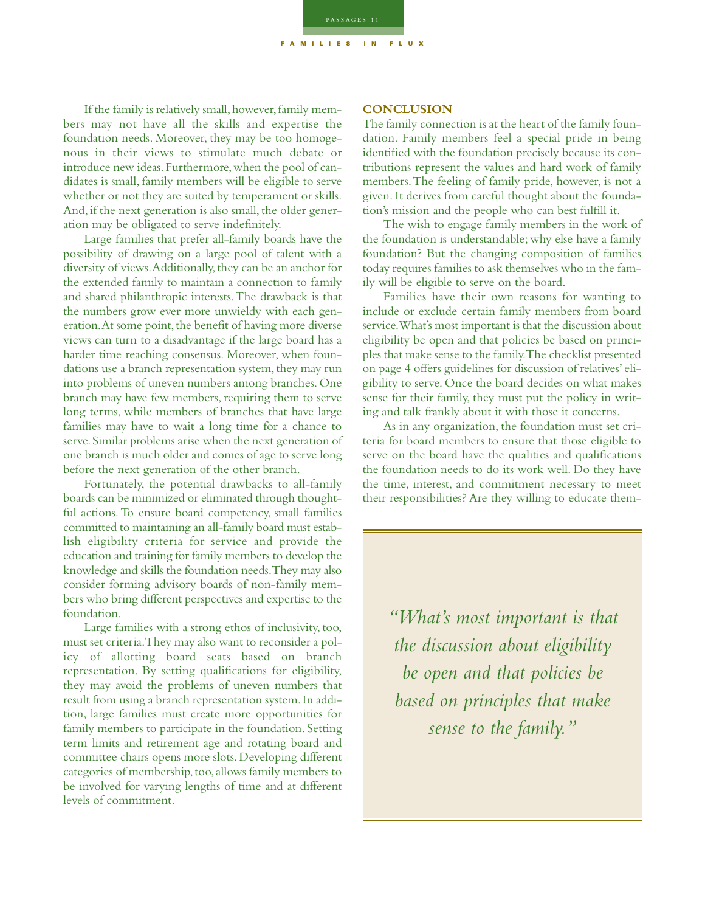If the family is relatively small, however, family members may not have all the skills and expertise the foundation needs. Moreover, they may be too homogenous in their views to stimulate much debate or introduce new ideas. Furthermore, when the pool of candidates is small, family members will be eligible to serve whether or not they are suited by temperament or skills. And, if the next generation is also small, the older generation may be obligated to serve indefinitely.

Large families that prefer all-family boards have the possibility of drawing on a large pool of talent with a diversity of views. Additionally, they can be an anchor for the extended family to maintain a connection to family and shared philanthropic interests. The drawback is that the numbers grow ever more unwieldy with each generation. At some point, the benefit of having more diverse views can turn to a disadvantage if the large board has a harder time reaching consensus. Moreover, when foundations use a branch representation system, they may run into problems of uneven numbers among branches. One branch may have few members, requiring them to serve long terms, while members of branches that have large families may have to wait a long time for a chance to serve. Similar problems arise when the next generation of one branch is much older and comes of age to serve long before the next generation of the other branch.

Fortunately, the potential drawbacks to all-family boards can be minimized or eliminated through thoughtful actions. To ensure board competency, small families committed to maintaining an all-family board must establish eligibility criteria for service and provide the education and training for family members to develop the knowledge and skills the foundation needs. They may also consider forming advisory boards of non-family members who bring different perspectives and expertise to the foundation.

Large families with a strong ethos of inclusivity, too, must set criteria. They may also want to reconsider a policy of allotting board seats based on branch representation. By setting qualifications for eligibility, they may avoid the problems of uneven numbers that result from using a branch representation system. In addition, large families must create more opportunities for family members to participate in the foundation. Setting term limits and retirement age and rotating board and committee chairs opens more slots. Developing different categories of membership, too, allows family members to be involved for varying lengths of time and at different levels of commitment.

## CONCLUSION

The family connection is at the heart of the family foundation. Family members feel a special pride in being identified with the foundation precisely because its contributions represent the values and hard work of family members. The feeling of family pride, however, is not a given. It derives from careful thought about the foundation's mission and the people who can best fulfill it.

The wish to engage family members in the work of the foundation is understandable; why else have a family foundation? But the changing composition of families today requires families to ask themselves who in the family will be eligible to serve on the board.

Families have their own reasons for wanting to include or exclude certain family members from board service. What's most important is that the discussion about eligibility be open and that policies be based on principles that make sense to the family. The checklist presented on page 4 offers guidelines for discussion of relatives' eligibility to serve. Once the board decides on what makes sense for their family, they must put the policy in writing and talk frankly about it with those it concerns.

As in any organization, the foundation must set criteria for board members to ensure that those eligible to serve on the board have the qualities and qualifications the foundation needs to do its work well. Do they have the time, interest, and commitment necessary to meet their responsibilities? Are they willing to educate them-

> *"What's most important is that the discussion about eligibility be open and that policies be based on principles that make sense to the family."*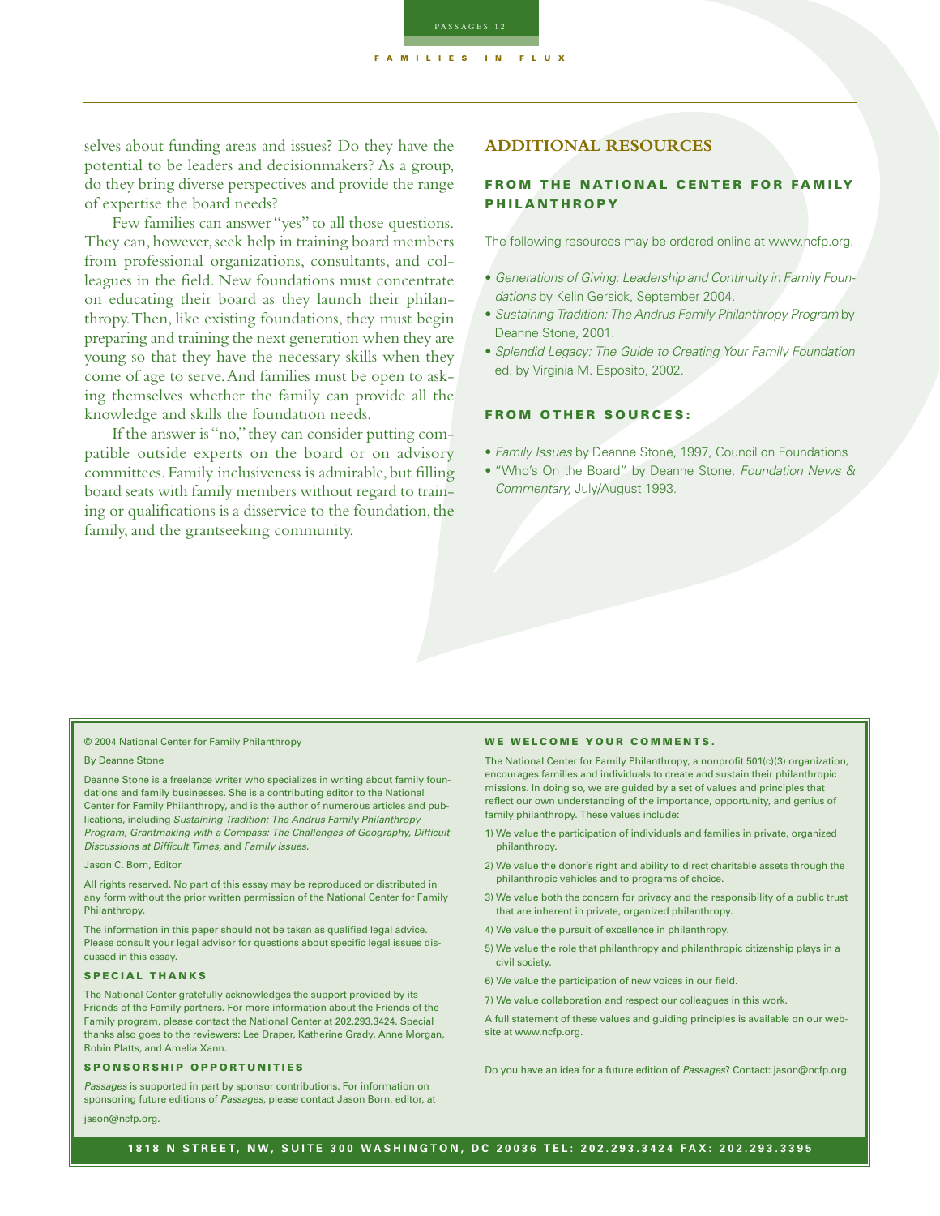selves about funding areas and issues? Do they have the potential to be leaders and decisionmakers? As a group, do they bring diverse perspectives and provide the range of expertise the board needs?

Few families can answer "yes" to all those questions. They can, however, seek help in training board members from professional organizations, consultants, and colleagues in the field. New foundations must concentrate on educating their board as they launch their philanthropy. Then, like existing foundations, they must begin preparing and training the next generation when they are young so that they have the necessary skills when they come of age to serve. And families must be open to asking themselves whether the family can provide all the knowledge and skills the foundation needs.

If the answer is "no," they can consider putting compatible outside experts on the board or on advisory committees. Family inclusiveness is admirable, but filling board seats with family members without regard to training or qualifications is a disservice to the foundation, the family, and the grantseeking community.

## ADDITIONAL RESOURCES

### FROM THE NATIONAL CENTER FOR FAMILY PHILANTHROPY

The following resources may be ordered online at www.ncfp.org.

- *Generations of Giving: Leadership and Continuity in Family Foundations* by Kelin Gersick, September 2004.
- *Sustaining Tradition: The Andrus Family Philanthropy Program* by Deanne Stone, 2001.
- *Splendid Legacy: The Guide to Creating Your Family Foundation* ed. by Virginia M. Esposito, 2002.

### FROM OTHER SOURCES:

- *Family Issues* by Deanne Stone, 1997, Council on Foundations
- "Who's On the Board" by Deanne Stone, *Foundation News & Commentary,* July/August 1993.

© 2004 National Center for Family Philanthropy

By Deanne Stone

Deanne Stone is a freelance writer who specializes in writing about family foundations and family businesses. She is a contributing editor to the National Center for Family Philanthropy, and is the author of numerous articles and publications, including *Sustaining Tradition: The Andrus Family Philanthropy Program, Grantmaking with a Compass: The Challenges of Geography, Difficult Discussions at Difficult Times,* and *Family Issues.*

Jason C. Born, Editor

All rights reserved. No part of this essay may be reproduced or distributed in any form without the prior written permission of the National Center for Family Philanthropy.

The information in this paper should not be taken as qualified legal advice. Please consult your legal advisor for questions about specific legal issues discussed in this essay.

### SPECIAL THANKS

The National Center gratefully acknowledges the support provided by its Friends of the Family partners. For more information about the Friends of the Family program, please contact the National Center at 202.293.3424. Special thanks also goes to the reviewers: Lee Draper, Katherine Grady, Anne Morgan, Robin Platts, and Amelia Xann.

### SPONSORSHIP OPPORTUNITIES

*Passages* is supported in part by sponsor contributions. For information on sponsoring future editions of *Passages*, please contact Jason Born, editor, at jason@ncfp.org.

### WE WELCOME YOUR COMMENTS.

The National Center for Family Philanthropy, a nonprofit 501(c)(3) organization, encourages families and individuals to create and sustain their philanthropic missions. In doing so, we are guided by a set of values and principles that reflect our own understanding of the importance, opportunity, and genius of family philanthropy. These values include:

1) We value the participation of individuals and families in private, organized philanthropy.
2) We value the donor's right and ability to direct charitable assets through the philanthropic vehicles and to programs of choice.
3) We value both the concern for privacy and the responsibility of a public trust that are inherent in private, organized philanthropy.
4) We value the pursuit of excellence in philanthropy.
5) We value the role that philanthropy and philanthropic citizenship plays in a civil society.
6) We value the participation of new voices in our field.
7) We value collaboration and respect our colleagues in this work.

A full statement of these values and guiding principles is available on our website at www.ncfp.org.

Do you have an idea for a future edition of *Passages*? Contact: jason@ncfp.org.

1818 N STREET, NW, SUITE 300 WASHINGTON, DC 20036 TEL: 202.293.3424 FAX: 202.293.3395